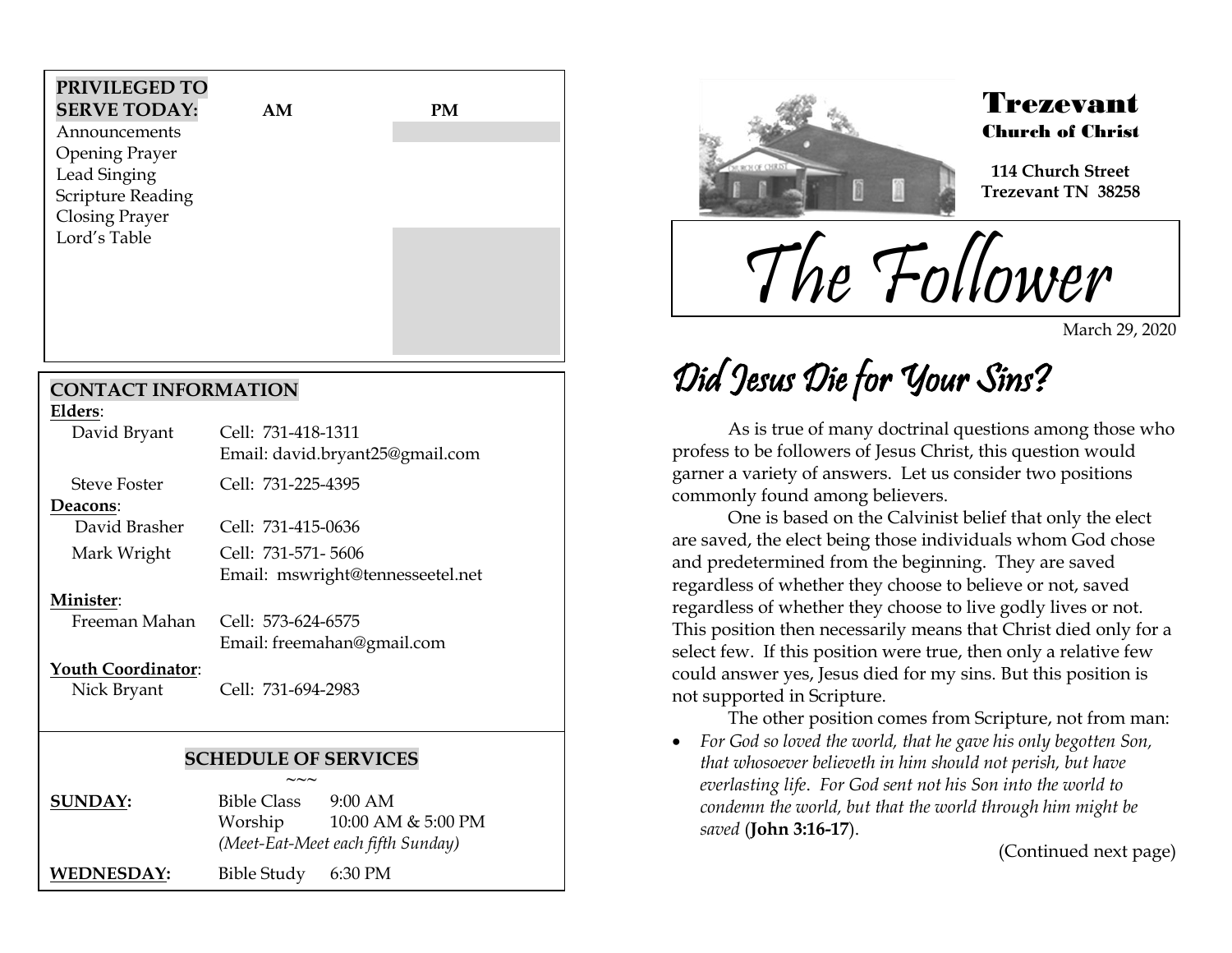| PRIVILEGED TO SERVE TODAY: | AM | PM |
|---|---|---|
| Announcements | | |
| Opening Prayer | | |
| Lead Singing | | |
| Scripture Reading | | |
| Closing Prayer | | |
| Lord's Table | | |

## CONTACT INFORMATION

**Elders**:

| | |
|---|---|
| David Bryant | Cell: 731-418-1311<br>Email: david.bryant25@gmail.com |
| Steve Foster | Cell: 731-225-4395 |

**Deacons**:

| | |
|---|---|
| David Brasher | Cell: 731-415-0636 |
| Mark Wright | Cell: 731-571- 5606<br>Email: mswright@tennesseetel.net |

**Minister**:

| | |
|---|---|
| Freeman Mahan | Cell: 573-624-6575<br>Email: freemahan@gmail.com |

**Youth Coordinator**:

| | |
|---|---|
| Nick Bryant | Cell: 731-694-2983 |

## SCHEDULE OF SERVICES

~~~

| | | |
|---|---|---|
| **SUNDAY:** | Bible Class | 9:00 AM |
| | Worship | 10:00 AM & 5:00 PM |
| | *(Meet-Eat-Meet each fifth Sunday)* | |
| **WEDNESDAY:** | Bible Study | 6:30 PM |

# Trezevant Church of Christ

**114 Church Street**
**Trezevant TN 38258**

# The Follower

March 29, 2020

## Did Jesus Die for Your Sins?

As is true of many doctrinal questions among those who profess to be followers of Jesus Christ, this question would garner a variety of answers. Let us consider two positions commonly found among believers.

One is based on the Calvinist belief that only the elect are saved, the elect being those individuals whom God chose and predetermined from the beginning. They are saved regardless of whether they choose to believe or not, saved regardless of whether they choose to live godly lives or not. This position then necessarily means that Christ died only for a select few. If this position were true, then only a relative few could answer yes, Jesus died for my sins. But this position is not supported in Scripture.

The other position comes from Scripture, not from man:

- *For God so loved the world, that he gave his only begotten Son, that whosoever believeth in him should not perish, but have everlasting life. For God sent not his Son into the world to condemn the world, but that the world through him might be saved* (**John 3:16-17**).

(Continued next page)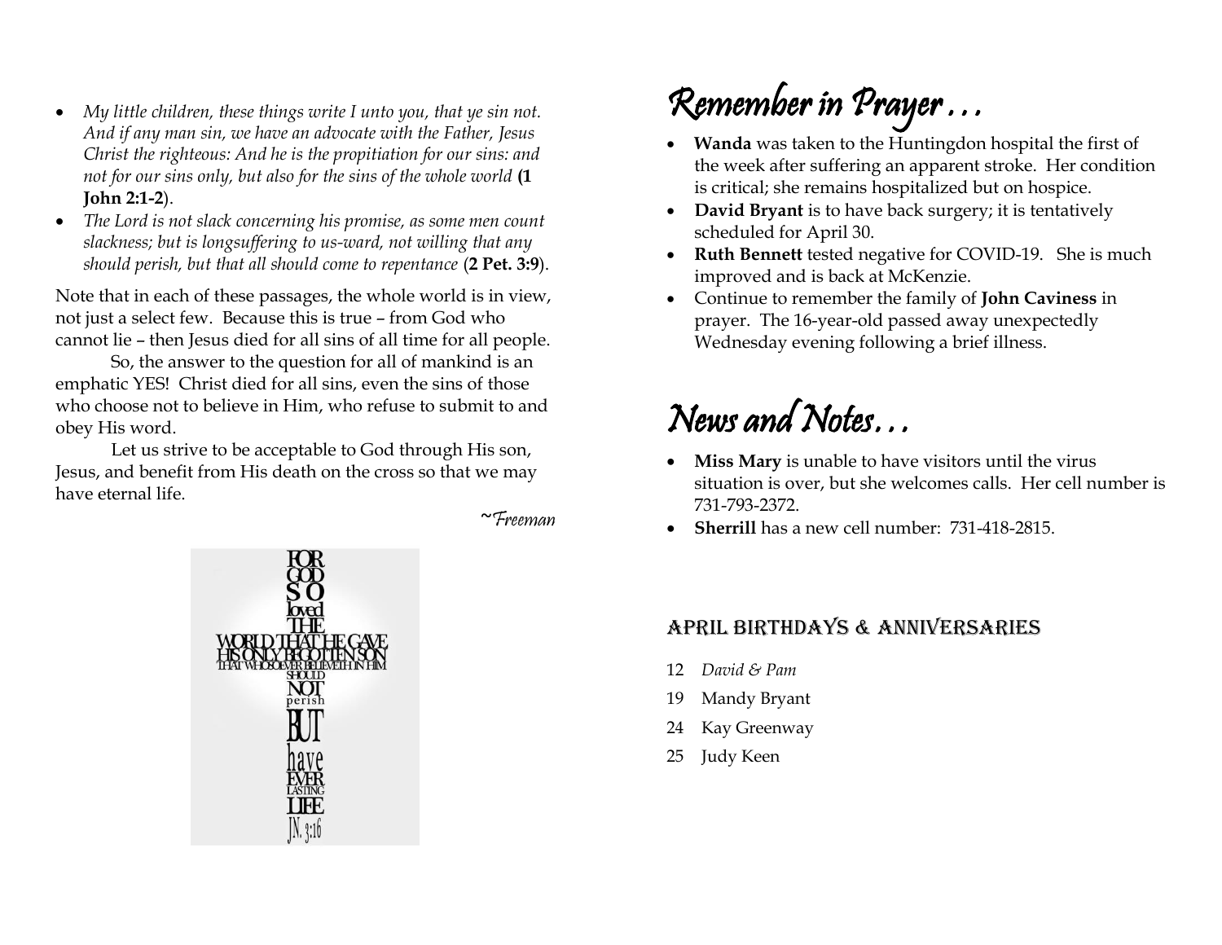- *My little children, these things write I unto you, that ye sin not. And if any man sin, we have an advocate with the Father, Jesus Christ the righteous: And he is the propitiation for our sins: and not for our sins only, but also for the sins of the whole world* **(1 John 2:1-2**).
- *The Lord is not slack concerning his promise, as some men count slackness; but is longsuffering to us-ward, not willing that any should perish, but that all should come to repentance* (**2 Pet. 3:9**).

Note that in each of these passages, the whole world is in view, not just a select few. Because this is true – from God who cannot lie – then Jesus died for all sins of all time for all people.

So, the answer to the question for all of mankind is an emphatic YES! Christ died for all sins, even the sins of those who choose not to believe in Him, who refuse to submit to and obey His word.

Let us strive to be acceptable to God through His son, Jesus, and benefit from His death on the cross so that we may have eternal life.

~*Freeman*

# Remember in Prayer . . .

- **Wanda** was taken to the Huntingdon hospital the first of the week after suffering an apparent stroke. Her condition is critical; she remains hospitalized but on hospice.
- **David Bryant** is to have back surgery; it is tentatively scheduled for April 30.
- **Ruth Bennett** tested negative for COVID-19. She is much improved and is back at McKenzie.
- Continue to remember the family of **John Caviness** in prayer. The 16-year-old passed away unexpectedly Wednesday evening following a brief illness.

# News and Notes. . .

- **Miss Mary** is unable to have visitors until the virus situation is over, but she welcomes calls. Her cell number is 731-793-2372.
- **Sherrill** has a new cell number: 731-418-2815.

## April Birthdays & Anniversaries

12 *David & Pam*

19 Mandy Bryant

24 Kay Greenway

25 Judy Keen